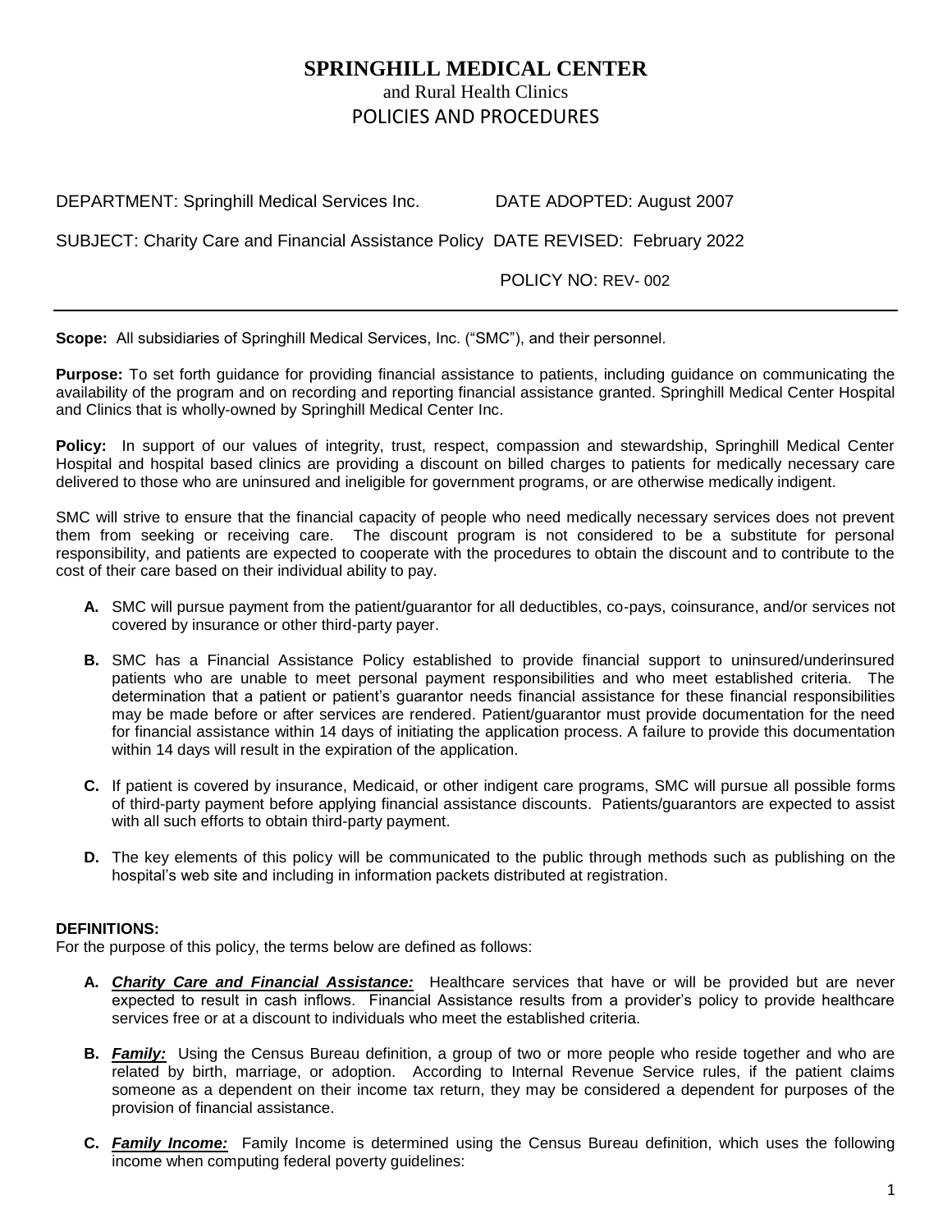# SPRINGHILL MEDICAL CENTER

and Rural Health Clinics

POLICIES AND PROCEDURES

DEPARTMENT: Springhill Medical Services Inc. DATE ADOPTED: August 2007

SUBJECT: Charity Care and Financial Assistance Policy DATE REVISED: February 2022

POLICY NO: REV- 002

---

**Scope:** All subsidiaries of Springhill Medical Services, Inc. ("SMC"), and their personnel.

**Purpose:** To set forth guidance for providing financial assistance to patients, including guidance on communicating the availability of the program and on recording and reporting financial assistance granted. Springhill Medical Center Hospital and Clinics that is wholly-owned by Springhill Medical Center Inc.

**Policy:** In support of our values of integrity, trust, respect, compassion and stewardship, Springhill Medical Center Hospital and hospital based clinics are providing a discount on billed charges to patients for medically necessary care delivered to those who are uninsured and ineligible for government programs, or are otherwise medically indigent.

SMC will strive to ensure that the financial capacity of people who need medically necessary services does not prevent them from seeking or receiving care. The discount program is not considered to be a substitute for personal responsibility, and patients are expected to cooperate with the procedures to obtain the discount and to contribute to the cost of their care based on their individual ability to pay.

- **A.** SMC will pursue payment from the patient/guarantor for all deductibles, co-pays, coinsurance, and/or services not covered by insurance or other third-party payer.
- **B.** SMC has a Financial Assistance Policy established to provide financial support to uninsured/underinsured patients who are unable to meet personal payment responsibilities and who meet established criteria. The determination that a patient or patient's guarantor needs financial assistance for these financial responsibilities may be made before or after services are rendered. Patient/guarantor must provide documentation for the need for financial assistance within 14 days of initiating the application process. A failure to provide this documentation within 14 days will result in the expiration of the application.
- **C.** If patient is covered by insurance, Medicaid, or other indigent care programs, SMC will pursue all possible forms of third-party payment before applying financial assistance discounts. Patients/guarantors are expected to assist with all such efforts to obtain third-party payment.
- **D.** The key elements of this policy will be communicated to the public through methods such as publishing on the hospital's web site and including in information packets distributed at registration.

**DEFINITIONS:**

For the purpose of this policy, the terms below are defined as follows:

- **A.** ***Charity Care and Financial Assistance:*** Healthcare services that have or will be provided but are never expected to result in cash inflows. Financial Assistance results from a provider's policy to provide healthcare services free or at a discount to individuals who meet the established criteria.
- **B.** ***Family:*** Using the Census Bureau definition, a group of two or more people who reside together and who are related by birth, marriage, or adoption. According to Internal Revenue Service rules, if the patient claims someone as a dependent on their income tax return, they may be considered a dependent for purposes of the provision of financial assistance.
- **C.** ***Family Income:*** Family Income is determined using the Census Bureau definition, which uses the following income when computing federal poverty guidelines: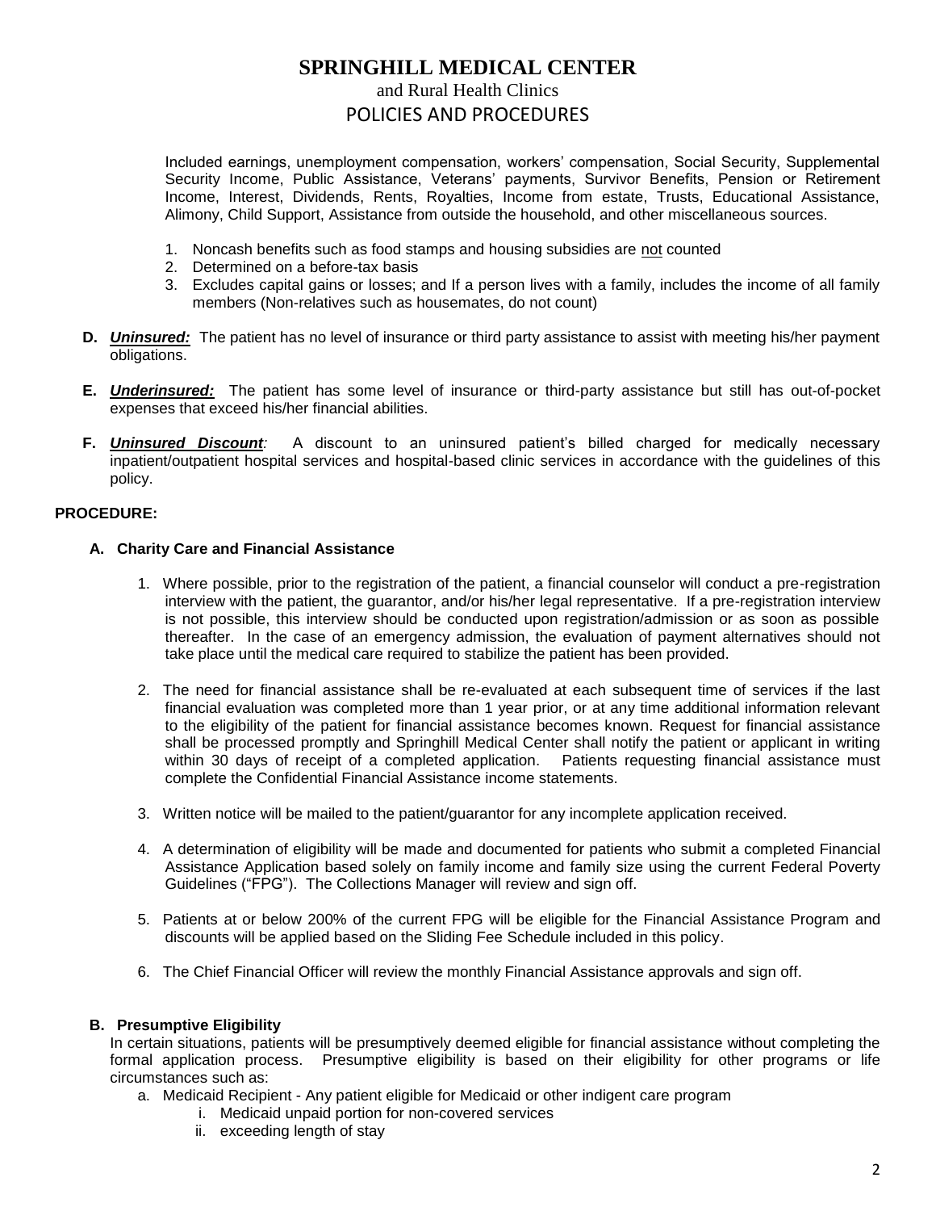Included earnings, unemployment compensation, workers' compensation, Social Security, Supplemental Security Income, Public Assistance, Veterans' payments, Survivor Benefits, Pension or Retirement Income, Interest, Dividends, Rents, Royalties, Income from estate, Trusts, Educational Assistance, Alimony, Child Support, Assistance from outside the household, and other miscellaneous sources.

1. Noncash benefits such as food stamps and housing subsidies are not counted
2. Determined on a before-tax basis
3. Excludes capital gains or losses; and If a person lives with a family, includes the income of all family members (Non-relatives such as housemates, do not count)

**D.** ***Uninsured:*** The patient has no level of insurance or third party assistance to assist with meeting his/her payment obligations.

**E.** ***Underinsured:*** The patient has some level of insurance or third-party assistance but still has out-of-pocket expenses that exceed his/her financial abilities.

**F.** ***Uninsured Discount****:* A discount to an uninsured patient's billed charged for medically necessary inpatient/outpatient hospital services and hospital-based clinic services in accordance with the guidelines of this policy.

**PROCEDURE:**

**A. Charity Care and Financial Assistance**

1. Where possible, prior to the registration of the patient, a financial counselor will conduct a pre-registration interview with the patient, the guarantor, and/or his/her legal representative. If a pre-registration interview is not possible, this interview should be conducted upon registration/admission or as soon as possible thereafter. In the case of an emergency admission, the evaluation of payment alternatives should not take place until the medical care required to stabilize the patient has been provided.

2. The need for financial assistance shall be re-evaluated at each subsequent time of services if the last financial evaluation was completed more than 1 year prior, or at any time additional information relevant to the eligibility of the patient for financial assistance becomes known. Request for financial assistance shall be processed promptly and Springhill Medical Center shall notify the patient or applicant in writing within 30 days of receipt of a completed application. Patients requesting financial assistance must complete the Confidential Financial Assistance income statements.

3. Written notice will be mailed to the patient/guarantor for any incomplete application received.

4. A determination of eligibility will be made and documented for patients who submit a completed Financial Assistance Application based solely on family income and family size using the current Federal Poverty Guidelines ("FPG"). The Collections Manager will review and sign off.

5. Patients at or below 200% of the current FPG will be eligible for the Financial Assistance Program and discounts will be applied based on the Sliding Fee Schedule included in this policy.

6. The Chief Financial Officer will review the monthly Financial Assistance approvals and sign off.

**B. Presumptive Eligibility**

In certain situations, patients will be presumptively deemed eligible for financial assistance without completing the formal application process. Presumptive eligibility is based on their eligibility for other programs or life circumstances such as:

a. Medicaid Recipient - Any patient eligible for Medicaid or other indigent care program
   i. Medicaid unpaid portion for non-covered services
   ii. exceeding length of stay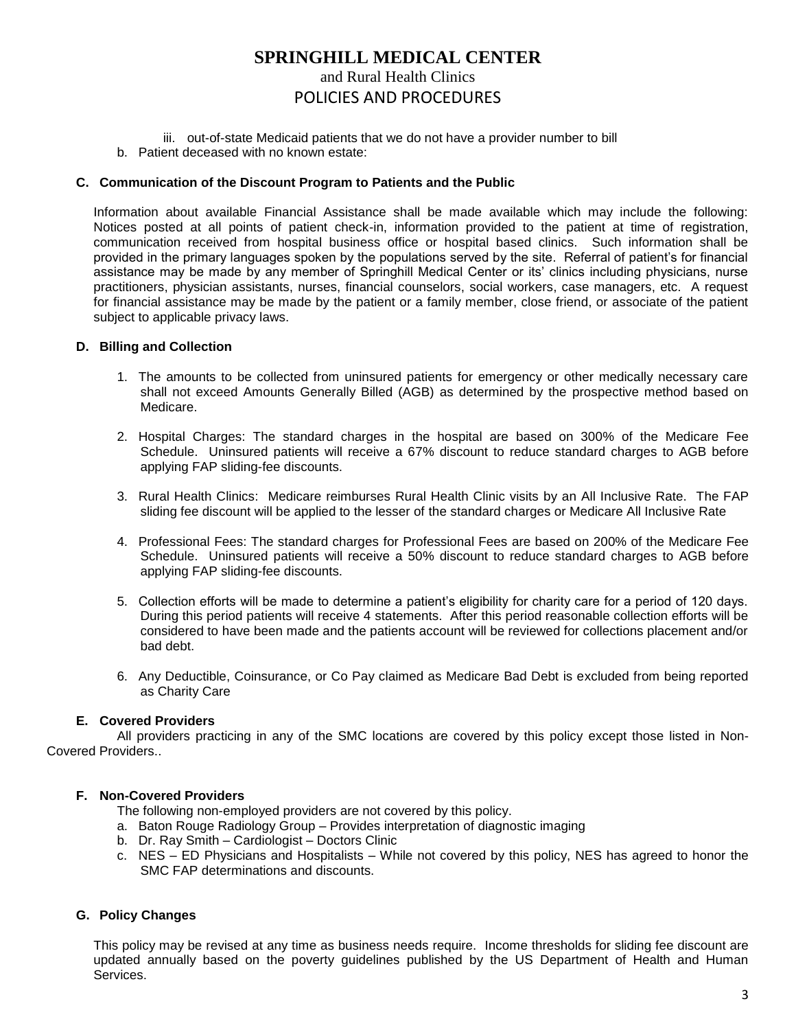iii. out-of-state Medicaid patients that we do not have a provider number to bill

b. Patient deceased with no known estate:

### C. Communication of the Discount Program to Patients and the Public

Information about available Financial Assistance shall be made available which may include the following: Notices posted at all points of patient check-in, information provided to the patient at time of registration, communication received from hospital business office or hospital based clinics. Such information shall be provided in the primary languages spoken by the populations served by the site. Referral of patient's for financial assistance may be made by any member of Springhill Medical Center or its' clinics including physicians, nurse practitioners, physician assistants, nurses, financial counselors, social workers, case managers, etc. A request for financial assistance may be made by the patient or a family member, close friend, or associate of the patient subject to applicable privacy laws.

### D. Billing and Collection

1. The amounts to be collected from uninsured patients for emergency or other medically necessary care shall not exceed Amounts Generally Billed (AGB) as determined by the prospective method based on Medicare.

2. Hospital Charges: The standard charges in the hospital are based on 300% of the Medicare Fee Schedule. Uninsured patients will receive a 67% discount to reduce standard charges to AGB before applying FAP sliding-fee discounts.

3. Rural Health Clinics: Medicare reimburses Rural Health Clinic visits by an All Inclusive Rate. The FAP sliding fee discount will be applied to the lesser of the standard charges or Medicare All Inclusive Rate

4. Professional Fees: The standard charges for Professional Fees are based on 200% of the Medicare Fee Schedule. Uninsured patients will receive a 50% discount to reduce standard charges to AGB before applying FAP sliding-fee discounts.

5. Collection efforts will be made to determine a patient's eligibility for charity care for a period of 120 days. During this period patients will receive 4 statements. After this period reasonable collection efforts will be considered to have been made and the patients account will be reviewed for collections placement and/or bad debt.

6. Any Deductible, Coinsurance, or Co Pay claimed as Medicare Bad Debt is excluded from being reported as Charity Care

### E. Covered Providers

All providers practicing in any of the SMC locations are covered by this policy except those listed in Non-Covered Providers..

### F. Non-Covered Providers

The following non-employed providers are not covered by this policy.

a. Baton Rouge Radiology Group – Provides interpretation of diagnostic imaging
b. Dr. Ray Smith – Cardiologist – Doctors Clinic
c. NES – ED Physicians and Hospitalists – While not covered by this policy, NES has agreed to honor the SMC FAP determinations and discounts.

### G. Policy Changes

This policy may be revised at any time as business needs require. Income thresholds for sliding fee discount are updated annually based on the poverty guidelines published by the US Department of Health and Human Services.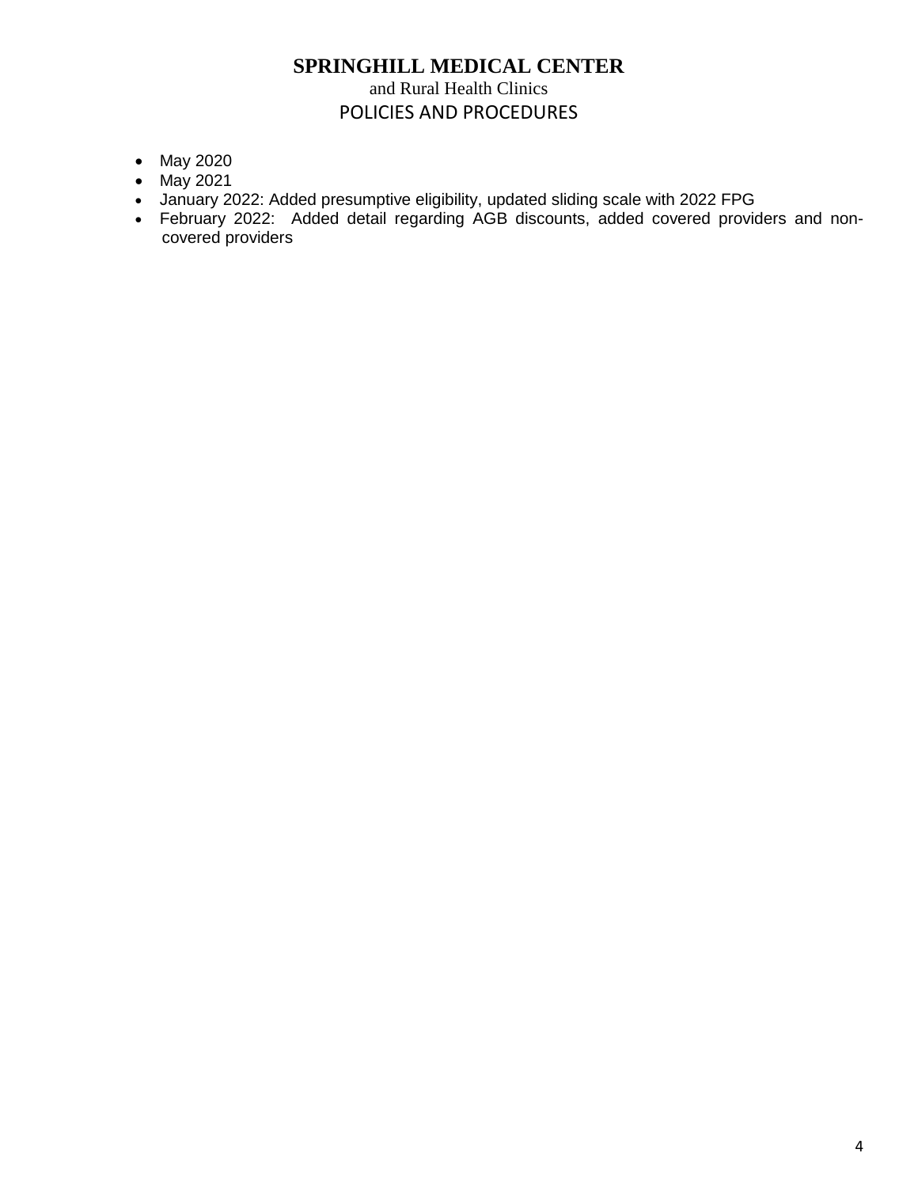- May 2020
- May 2021
- January 2022: Added presumptive eligibility, updated sliding scale with 2022 FPG
- February 2022: Added detail regarding AGB discounts, added covered providers and non-covered providers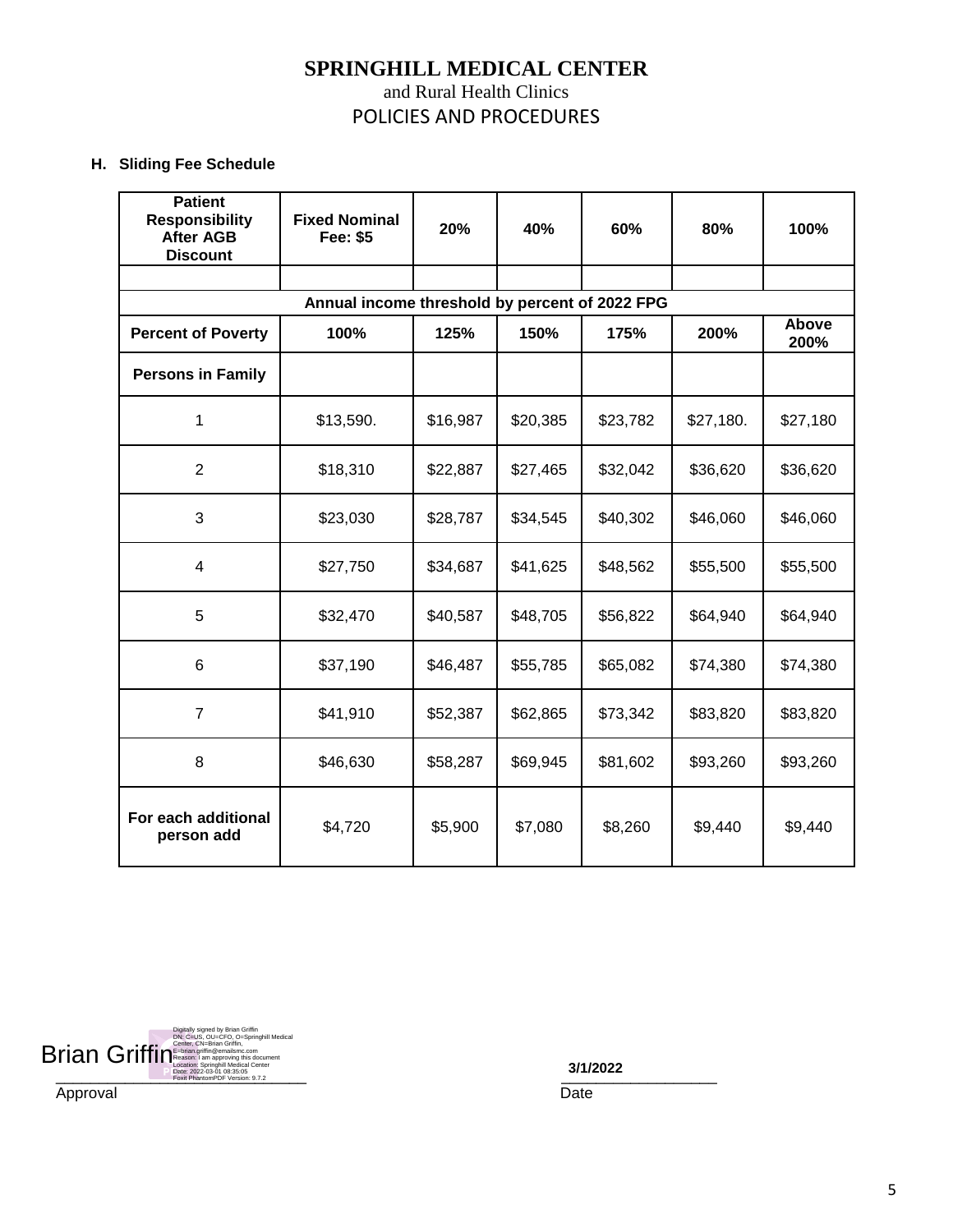**SPRINGHILL MEDICAL CENTER**
and Rural Health Clinics
POLICIES AND PROCEDURES

**H. Sliding Fee Schedule**

| Patient Responsibility After AGB Discount | Fixed Nominal Fee: $5 | 20% | 40% | 60% | 80% | 100% |
|---|---|---|---|---|---|---|
| | | | | | | |
| **Annual income threshold by percent of 2022 FPG** | | | | | | |
| **Percent of Poverty** | **100%** | **125%** | **150%** | **175%** | **200%** | **Above 200%** |
| **Persons in Family** | | | | | | |
| 1 | $13,590. | $16,987 | $20,385 | $23,782 | $27,180. | $27,180 |
| 2 | $18,310 | $22,887 | $27,465 | $32,042 | $36,620 | $36,620 |
| 3 | $23,030 | $28,787 | $34,545 | $40,302 | $46,060 | $46,060 |
| 4 | $27,750 | $34,687 | $41,625 | $48,562 | $55,500 | $55,500 |
| 5 | $32,470 | $40,587 | $48,705 | $56,822 | $64,940 | $64,940 |
| 6 | $37,190 | $46,487 | $55,785 | $65,082 | $74,380 | $74,380 |
| 7 | $41,910 | $52,387 | $62,865 | $73,342 | $83,820 | $83,820 |
| 8 | $46,630 | $58,287 | $69,945 | $81,602 | $93,260 | $93,260 |
| **For each additional person add** | $4,720 | $5,900 | $7,080 | $8,260 | $9,440 | $9,440 |

Brian Griffin

Digitally signed by Brian Griffin
DN: C=US, OU=CFO, O=Springhill Medical Center, CN=Brian Griffin, E=brian.griffin@emailsmc.com
Reason: I am approving this document
Location: Springhill Medical Center
Date: 2022-03-01 08:35:05
Foxit PhantomPDF Version: 9.7.2

Approval

**3/1/2022**

Date